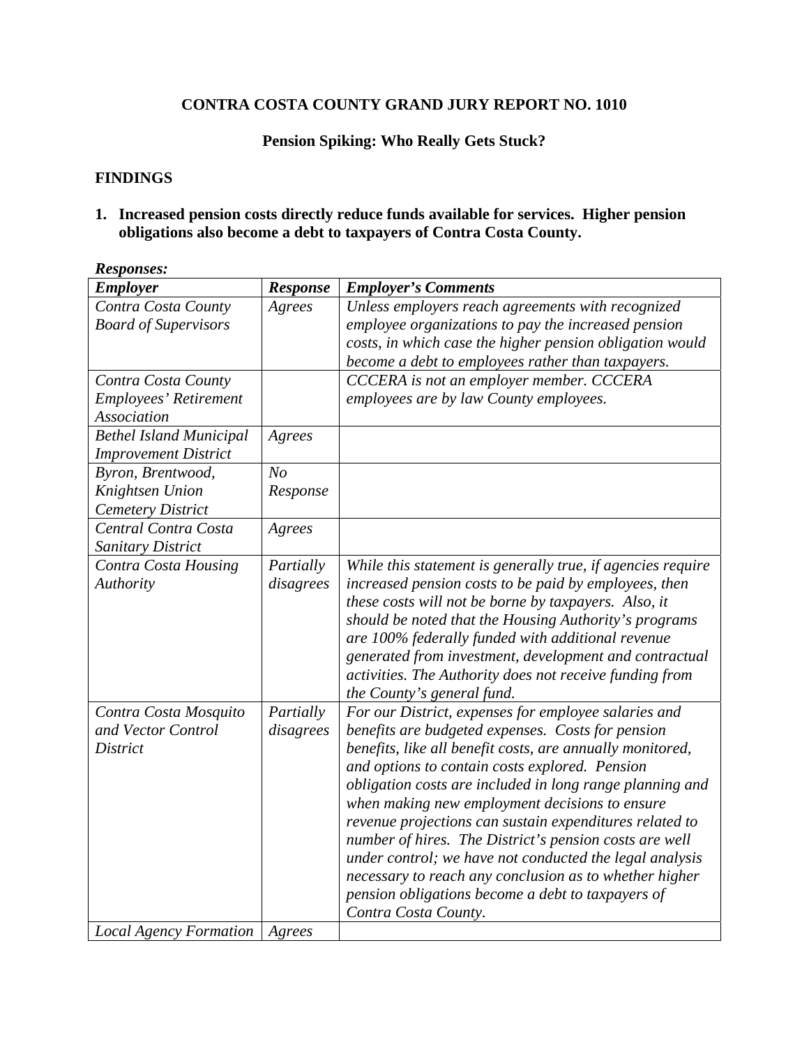# CONTRA COSTA COUNTY GRAND JURY REPORT NO. 1010

## Pension Spiking: Who Really Gets Stuck?

### FINDINGS

**1. Increased pension costs directly reduce funds available for services. Higher pension obligations also become a debt to taxpayers of Contra Costa County.**

***Responses:***

| *Employer* | *Response* | *Employer's Comments* |
|---|---|---|
| *Contra Costa County Board of Supervisors* | *Agrees* | *Unless employers reach agreements with recognized employee organizations to pay the increased pension costs, in which case the higher pension obligation would become a debt to employees rather than taxpayers.* |
| *Contra Costa County Employees' Retirement Association* | | *CCCERA is not an employer member. CCCERA employees are by law County employees.* |
| *Bethel Island Municipal Improvement District* | *Agrees* | |
| *Byron, Brentwood, Knightsen Union Cemetery District* | *No Response* | |
| *Central Contra Costa Sanitary District* | *Agrees* | |
| *Contra Costa Housing Authority* | *Partially disagrees* | *While this statement is generally true, if agencies require increased pension costs to be paid by employees, then these costs will not be borne by taxpayers. Also, it should be noted that the Housing Authority's programs are 100% federally funded with additional revenue generated from investment, development and contractual activities. The Authority does not receive funding from the County's general fund.* |
| *Contra Costa Mosquito and Vector Control District* | *Partially disagrees* | *For our District, expenses for employee salaries and benefits are budgeted expenses. Costs for pension benefits, like all benefit costs, are annually monitored, and options to contain costs explored. Pension obligation costs are included in long range planning and when making new employment decisions to ensure revenue projections can sustain expenditures related to number of hires. The District's pension costs are well under control; we have not conducted the legal analysis necessary to reach any conclusion as to whether higher pension obligations become a debt to taxpayers of Contra Costa County.* |
| *Local Agency Formation* | *Agrees* | |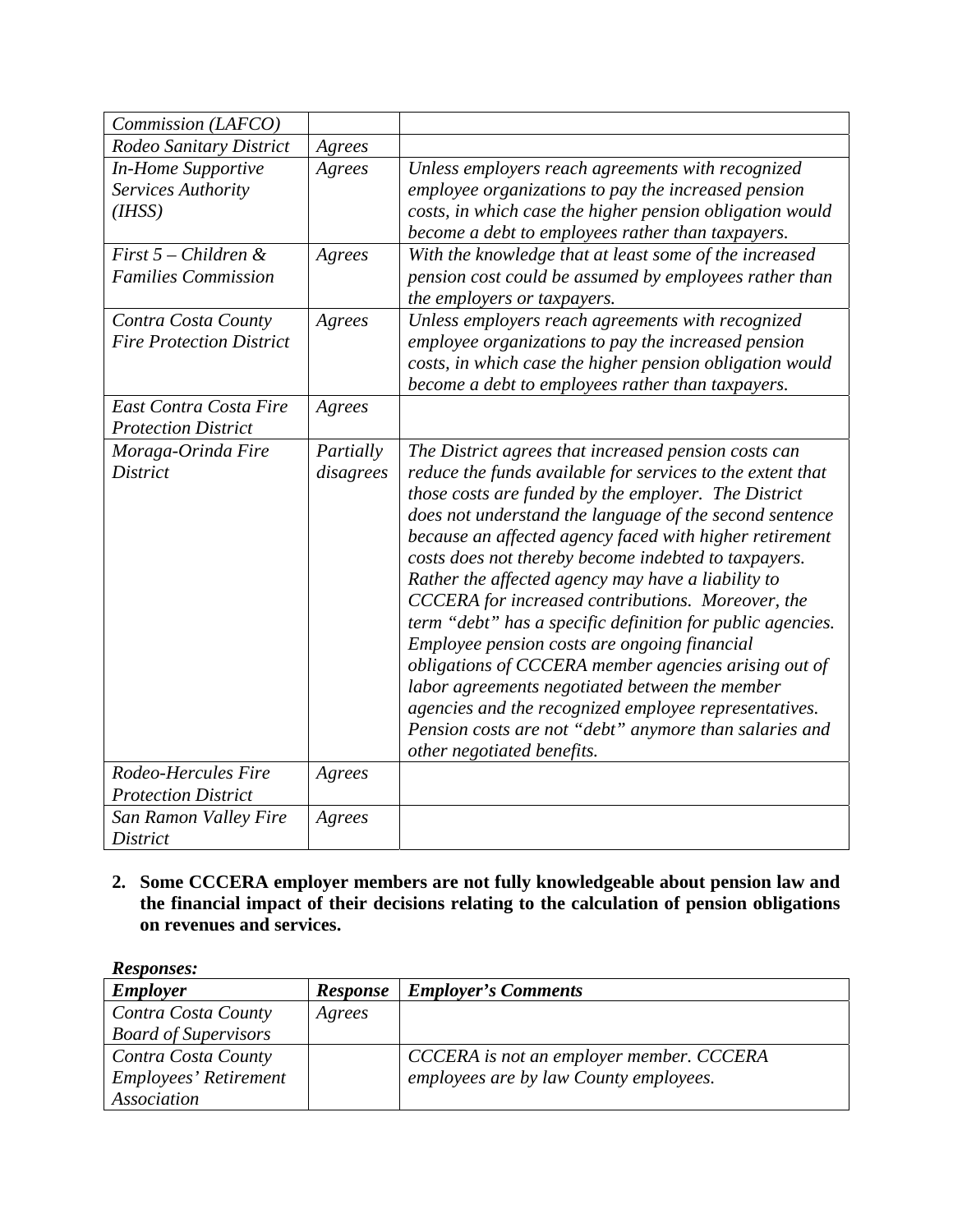| | | |
|---|---|---|
| *Commission (LAFCO)* | | |
| *Rodeo Sanitary District* | *Agrees* | |
| *In-Home Supportive Services Authority (IHSS)* | *Agrees* | *Unless employers reach agreements with recognized employee organizations to pay the increased pension costs, in which case the higher pension obligation would become a debt to employees rather than taxpayers.* |
| *First 5 – Children & Families Commission* | *Agrees* | *With the knowledge that at least some of the increased pension cost could be assumed by employees rather than the employers or taxpayers.* |
| *Contra Costa County Fire Protection District* | *Agrees* | *Unless employers reach agreements with recognized employee organizations to pay the increased pension costs, in which case the higher pension obligation would become a debt to employees rather than taxpayers.* |
| *East Contra Costa Fire Protection District* | *Agrees* | |
| *Moraga-Orinda Fire District* | *Partially disagrees* | *The District agrees that increased pension costs can reduce the funds available for services to the extent that those costs are funded by the employer. The District does not understand the language of the second sentence because an affected agency faced with higher retirement costs does not thereby become indebted to taxpayers. Rather the affected agency may have a liability to CCCERA for increased contributions. Moreover, the term "debt" has a specific definition for public agencies. Employee pension costs are ongoing financial obligations of CCCERA member agencies arising out of labor agreements negotiated between the member agencies and the recognized employee representatives. Pension costs are not "debt" anymore than salaries and other negotiated benefits.* |
| *Rodeo-Hercules Fire Protection District* | *Agrees* | |
| *San Ramon Valley Fire District* | *Agrees* | |

**2. Some CCCERA employer members are not fully knowledgeable about pension law and the financial impact of their decisions relating to the calculation of pension obligations on revenues and services.**

***Responses:***

| ***Employer*** | ***Response*** | ***Employer's Comments*** |
|---|---|---|
| *Contra Costa County Board of Supervisors* | *Agrees* | |
| *Contra Costa County Employees' Retirement Association* | | *CCCERA is not an employer member. CCCERA employees are by law County employees.* |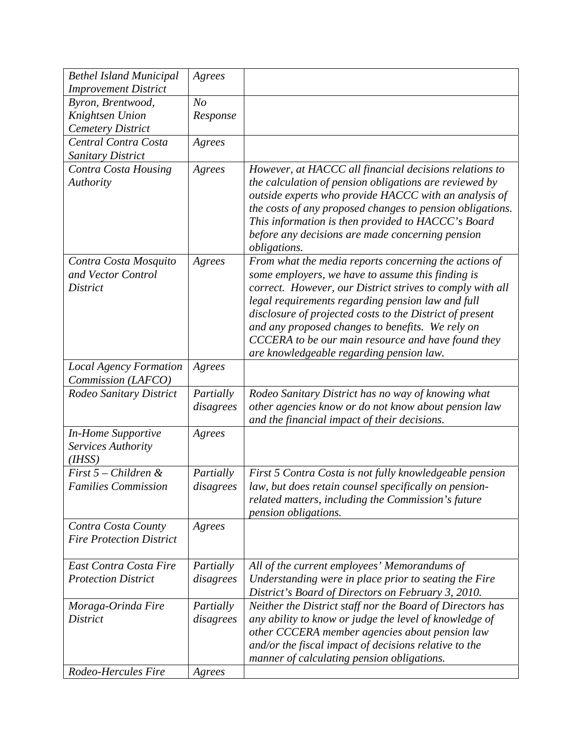| *Bethel Island Municipal Improvement District* | *Agrees* | |
|---|---|---|
| *Byron, Brentwood, Knightsen Union Cemetery District* | *No Response* | |
| *Central Contra Costa Sanitary District* | *Agrees* | |
| *Contra Costa Housing Authority* | *Agrees* | *However, at HACCC all financial decisions relations to the calculation of pension obligations are reviewed by outside experts who provide HACCC with an analysis of the costs of any proposed changes to pension obligations. This information is then provided to HACCC's Board before any decisions are made concerning pension obligations.* |
| *Contra Costa Mosquito and Vector Control District* | *Agrees* | *From what the media reports concerning the actions of some employers, we have to assume this finding is correct. However, our District strives to comply with all legal requirements regarding pension law and full disclosure of projected costs to the District of present and any proposed changes to benefits. We rely on CCCERA to be our main resource and have found they are knowledgeable regarding pension law.* |
| *Local Agency Formation Commission (LAFCO)* | *Agrees* | |
| *Rodeo Sanitary District* | *Partially disagrees* | *Rodeo Sanitary District has no way of knowing what other agencies know or do not know about pension law and the financial impact of their decisions.* |
| *In-Home Supportive Services Authority (IHSS)* | *Agrees* | |
| *First 5 – Children & Families Commission* | *Partially disagrees* | *First 5 Contra Costa is not fully knowledgeable pension law, but does retain counsel specifically on pension-related matters, including the Commission's future pension obligations.* |
| *Contra Costa County Fire Protection District* | *Agrees* | |
| *East Contra Costa Fire Protection District* | *Partially disagrees* | *All of the current employees' Memorandums of Understanding were in place prior to seating the Fire District's Board of Directors on February 3, 2010.* |
| *Moraga-Orinda Fire District* | *Partially disagrees* | *Neither the District staff nor the Board of Directors has any ability to know or judge the level of knowledge of other CCCERA member agencies about pension law and/or the fiscal impact of decisions relative to the manner of calculating pension obligations.* |
| *Rodeo-Hercules Fire* | *Agrees* | |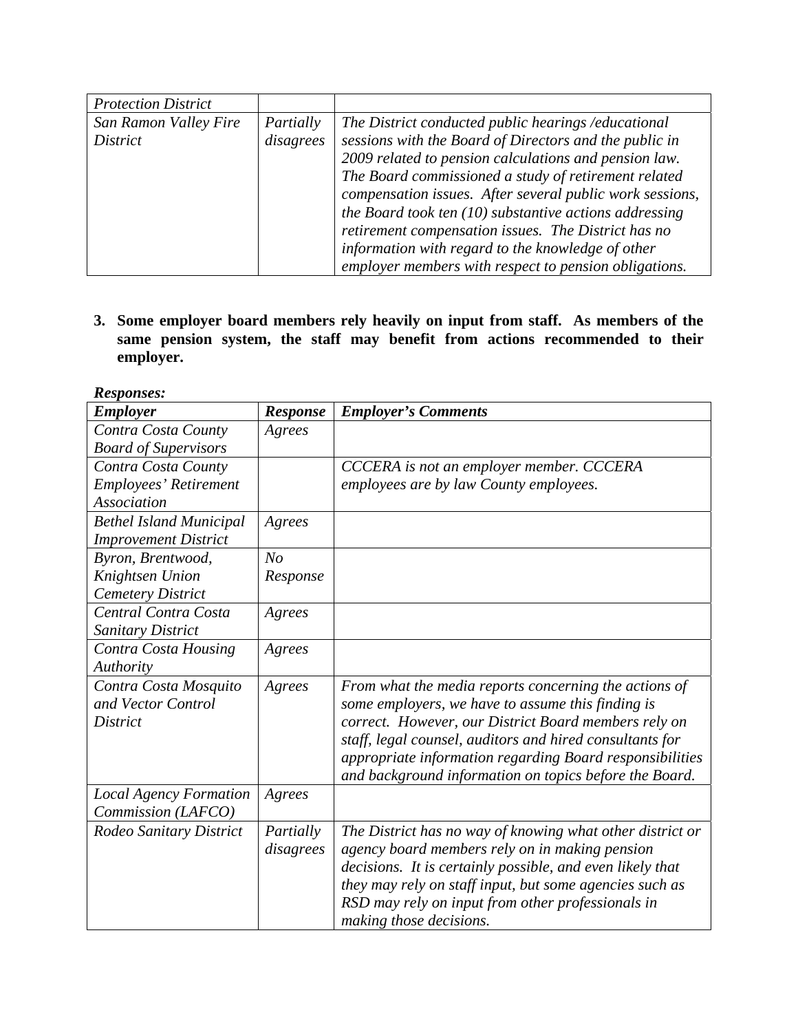| | | |
|---|---|---|
| *Protection District* | | |
| *San Ramon Valley Fire District* | *Partially disagrees* | *The District conducted public hearings /educational sessions with the Board of Directors and the public in 2009 related to pension calculations and pension law. The Board commissioned a study of retirement related compensation issues. After several public work sessions, the Board took ten (10) substantive actions addressing retirement compensation issues. The District has no information with regard to the knowledge of other employer members with respect to pension obligations.* |

3. **Some employer board members rely heavily on input from staff. As members of the same pension system, the staff may benefit from actions recommended to their employer.**

***Responses:***

| ***Employer*** | ***Response*** | ***Employer's Comments*** |
|---|---|---|
| *Contra Costa County Board of Supervisors* | *Agrees* | |
| *Contra Costa County Employees' Retirement Association* | | *CCCERA is not an employer member. CCCERA employees are by law County employees.* |
| *Bethel Island Municipal Improvement District* | *Agrees* | |
| *Byron, Brentwood, Knightsen Union Cemetery District* | *No Response* | |
| *Central Contra Costa Sanitary District* | *Agrees* | |
| *Contra Costa Housing Authority* | *Agrees* | |
| *Contra Costa Mosquito and Vector Control District* | *Agrees* | *From what the media reports concerning the actions of some employers, we have to assume this finding is correct. However, our District Board members rely on staff, legal counsel, auditors and hired consultants for appropriate information regarding Board responsibilities and background information on topics before the Board.* |
| *Local Agency Formation Commission (LAFCO)* | *Agrees* | |
| *Rodeo Sanitary District* | *Partially disagrees* | *The District has no way of knowing what other district or agency board members rely on in making pension decisions. It is certainly possible, and even likely that they may rely on staff input, but some agencies such as RSD may rely on input from other professionals in making those decisions.* |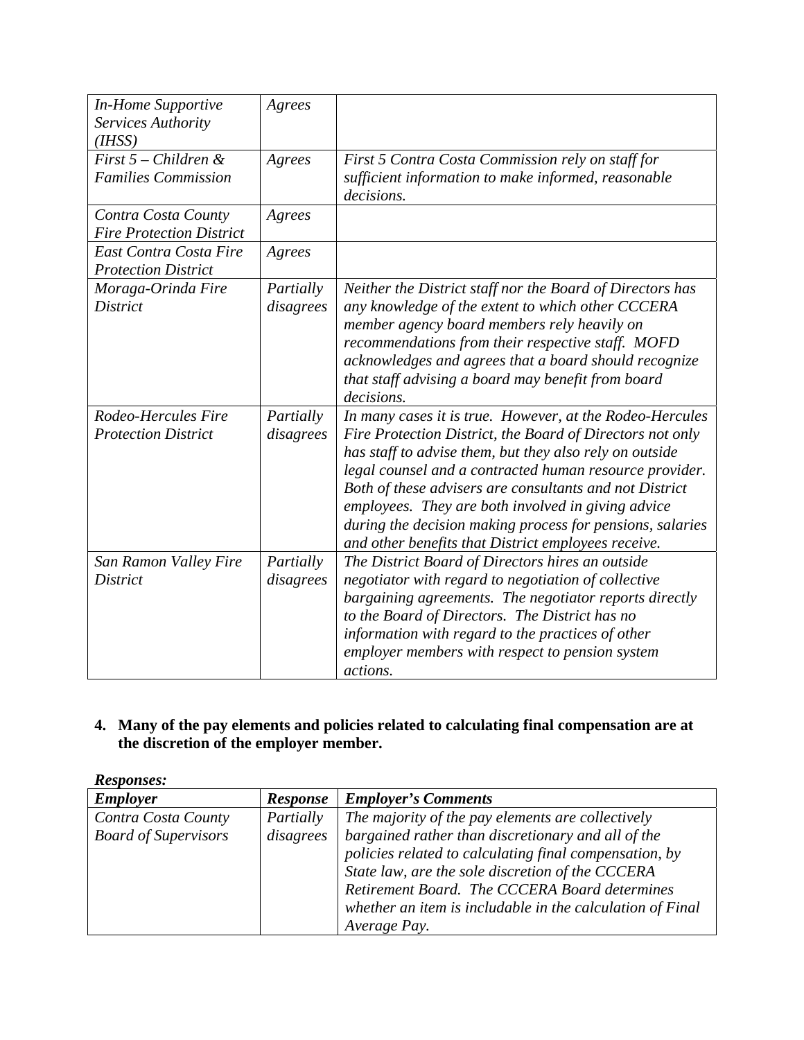| | | |
|---|---|---|
| *In-Home Supportive Services Authority (IHSS)* | *Agrees* | |
| *First 5 – Children & Families Commission* | *Agrees* | *First 5 Contra Costa Commission rely on staff for sufficient information to make informed, reasonable decisions.* |
| *Contra Costa County Fire Protection District* | *Agrees* | |
| *East Contra Costa Fire Protection District* | *Agrees* | |
| *Moraga-Orinda Fire District* | *Partially disagrees* | *Neither the District staff nor the Board of Directors has any knowledge of the extent to which other CCCERA member agency board members rely heavily on recommendations from their respective staff. MOFD acknowledges and agrees that a board should recognize that staff advising a board may benefit from board decisions.* |
| *Rodeo-Hercules Fire Protection District* | *Partially disagrees* | *In many cases it is true. However, at the Rodeo-Hercules Fire Protection District, the Board of Directors not only has staff to advise them, but they also rely on outside legal counsel and a contracted human resource provider. Both of these advisers are consultants and not District employees. They are both involved in giving advice during the decision making process for pensions, salaries and other benefits that District employees receive.* |
| *San Ramon Valley Fire District* | *Partially disagrees* | *The District Board of Directors hires an outside negotiator with regard to negotiation of collective bargaining agreements. The negotiator reports directly to the Board of Directors. The District has no information with regard to the practices of other employer members with respect to pension system actions.* |

**4. Many of the pay elements and policies related to calculating final compensation are at the discretion of the employer member.**

***Responses:***

| ***Employer*** | ***Response*** | ***Employer's Comments*** |
|---|---|---|
| *Contra Costa County Board of Supervisors* | *Partially disagrees* | *The majority of the pay elements are collectively bargained rather than discretionary and all of the policies related to calculating final compensation, by State law, are the sole discretion of the CCCERA Retirement Board. The CCCERA Board determines whether an item is includable in the calculation of Final Average Pay.* |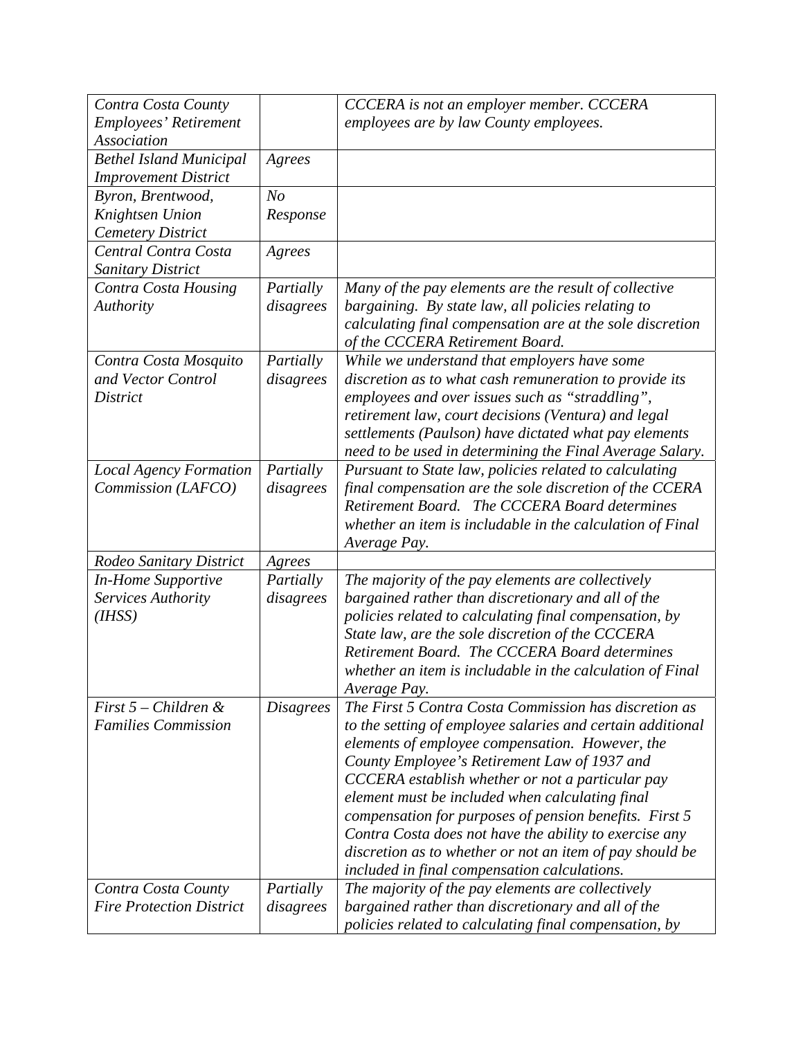| | | |
|---|---|---|
| *Contra Costa County Employees' Retirement Association* | | *CCCERA is not an employer member. CCCERA employees are by law County employees.* |
| *Bethel Island Municipal Improvement District* | *Agrees* | |
| *Byron, Brentwood, Knightsen Union Cemetery District* | *No Response* | |
| *Central Contra Costa Sanitary District* | *Agrees* | |
| *Contra Costa Housing Authority* | *Partially disagrees* | *Many of the pay elements are the result of collective bargaining. By state law, all policies relating to calculating final compensation are at the sole discretion of the CCCERA Retirement Board.* |
| *Contra Costa Mosquito and Vector Control District* | *Partially disagrees* | *While we understand that employers have some discretion as to what cash remuneration to provide its employees and over issues such as "straddling", retirement law, court decisions (Ventura) and legal settlements (Paulson) have dictated what pay elements need to be used in determining the Final Average Salary.* |
| *Local Agency Formation Commission (LAFCO)* | *Partially disagrees* | *Pursuant to State law, policies related to calculating final compensation are the sole discretion of the CCERA Retirement Board. The CCCERA Board determines whether an item is includable in the calculation of Final Average Pay.* |
| *Rodeo Sanitary District* | *Agrees* | |
| *In-Home Supportive Services Authority (IHSS)* | *Partially disagrees* | *The majority of the pay elements are collectively bargained rather than discretionary and all of the policies related to calculating final compensation, by State law, are the sole discretion of the CCCERA Retirement Board. The CCCERA Board determines whether an item is includable in the calculation of Final Average Pay.* |
| *First 5 – Children & Families Commission* | *Disagrees* | *The First 5 Contra Costa Commission has discretion as to the setting of employee salaries and certain additional elements of employee compensation. However, the County Employee's Retirement Law of 1937 and CCCERA establish whether or not a particular pay element must be included when calculating final compensation for purposes of pension benefits. First 5 Contra Costa does not have the ability to exercise any discretion as to whether or not an item of pay should be included in final compensation calculations.* |
| *Contra Costa County Fire Protection District* | *Partially disagrees* | *The majority of the pay elements are collectively bargained rather than discretionary and all of the policies related to calculating final compensation, by* |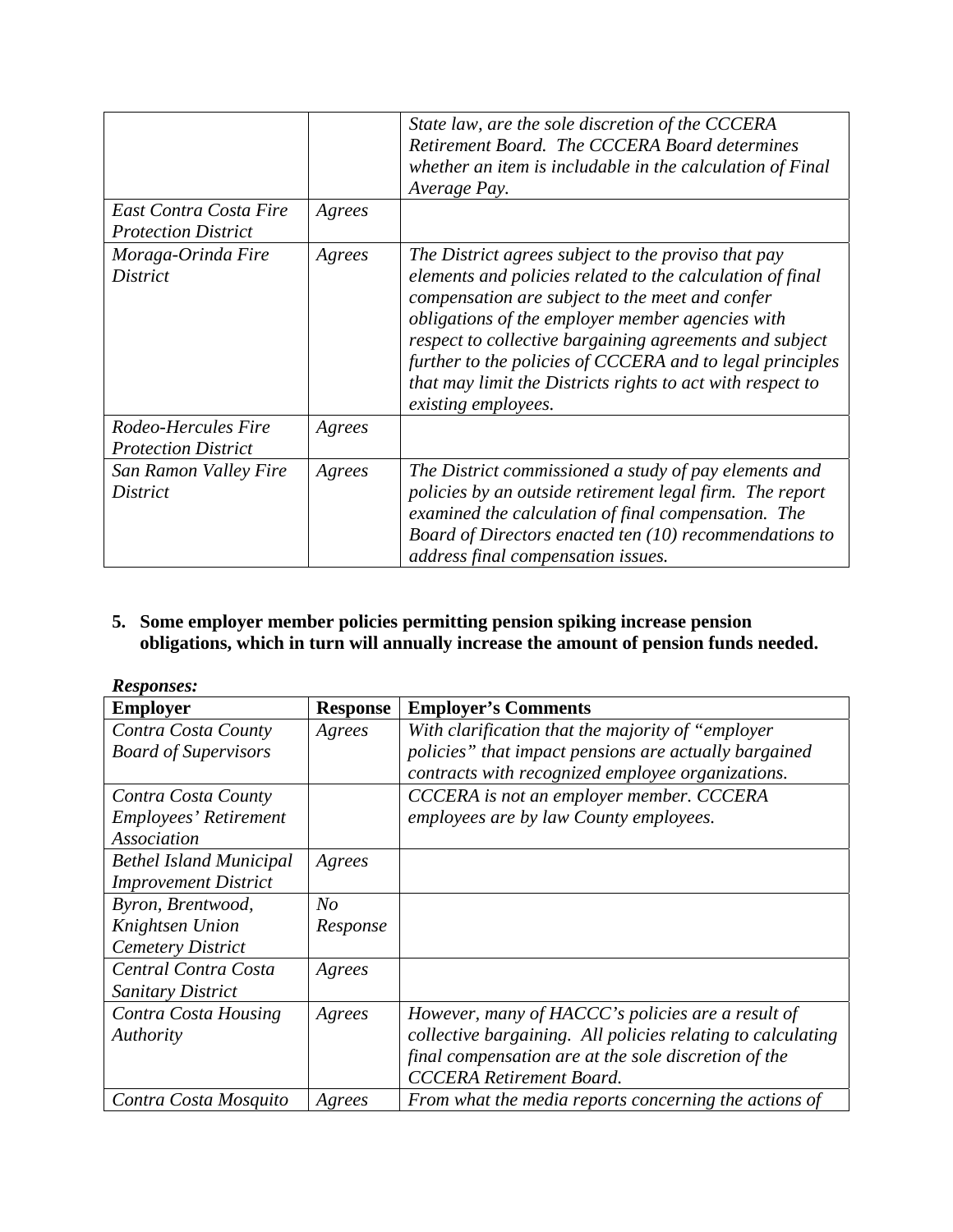| | | |
|---|---|---|
| | | *State law, are the sole discretion of the CCCERA Retirement Board. The CCCERA Board determines whether an item is includable in the calculation of Final Average Pay.* |
| *East Contra Costa Fire Protection District* | *Agrees* | |
| *Moraga-Orinda Fire District* | *Agrees* | *The District agrees subject to the proviso that pay elements and policies related to the calculation of final compensation are subject to the meet and confer obligations of the employer member agencies with respect to collective bargaining agreements and subject further to the policies of CCCERA and to legal principles that may limit the Districts rights to act with respect to existing employees.* |
| *Rodeo-Hercules Fire Protection District* | *Agrees* | |
| *San Ramon Valley Fire District* | *Agrees* | *The District commissioned a study of pay elements and policies by an outside retirement legal firm. The report examined the calculation of final compensation. The Board of Directors enacted ten (10) recommendations to address final compensation issues.* |

**5. Some employer member policies permitting pension spiking increase pension obligations, which in turn will annually increase the amount of pension funds needed.**

***Responses:***

| Employer | Response | Employer's Comments |
|---|---|---|
| *Contra Costa County Board of Supervisors* | *Agrees* | *With clarification that the majority of "employer policies" that impact pensions are actually bargained contracts with recognized employee organizations.* |
| *Contra Costa County Employees' Retirement Association* | | *CCCERA is not an employer member. CCCERA employees are by law County employees.* |
| *Bethel Island Municipal Improvement District* | *Agrees* | |
| *Byron, Brentwood, Knightsen Union Cemetery District* | *No Response* | |
| *Central Contra Costa Sanitary District* | *Agrees* | |
| *Contra Costa Housing Authority* | *Agrees* | *However, many of HACCC's policies are a result of collective bargaining. All policies relating to calculating final compensation are at the sole discretion of the CCCERA Retirement Board.* |
| *Contra Costa Mosquito* | *Agrees* | *From what the media reports concerning the actions of* |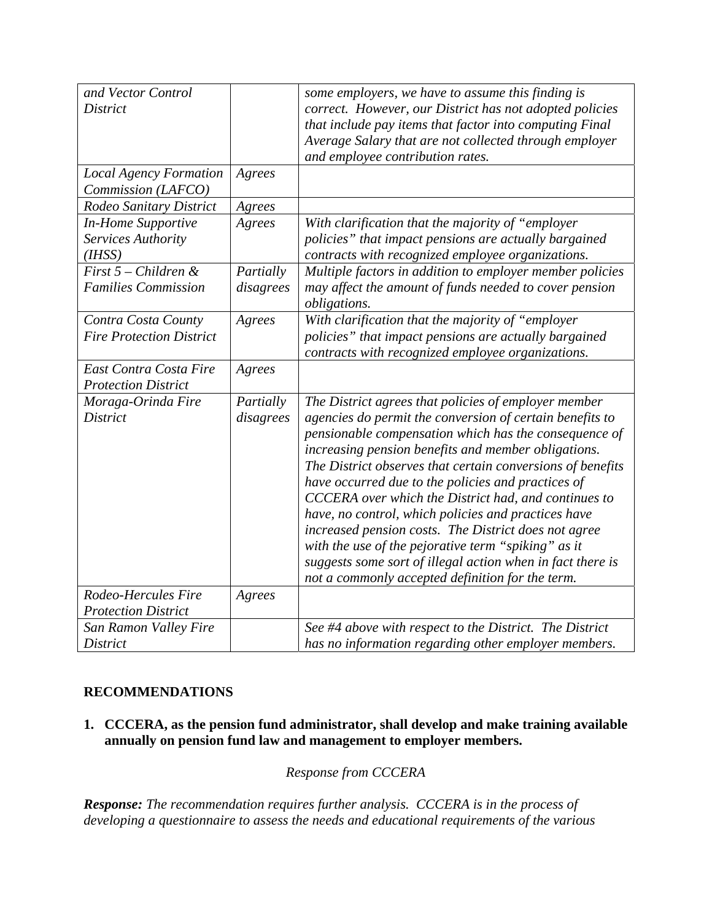| | | |
|---|---|---|
| *and Vector Control District* | | *some employers, we have to assume this finding is correct. However, our District has not adopted policies that include pay items that factor into computing Final Average Salary that are not collected through employer and employee contribution rates.* |
| *Local Agency Formation Commission (LAFCO)* | *Agrees* | |
| *Rodeo Sanitary District* | *Agrees* | |
| *In-Home Supportive Services Authority (IHSS)* | *Agrees* | *With clarification that the majority of "employer policies" that impact pensions are actually bargained contracts with recognized employee organizations.* |
| *First 5 – Children & Families Commission* | *Partially disagrees* | *Multiple factors in addition to employer member policies may affect the amount of funds needed to cover pension obligations.* |
| *Contra Costa County Fire Protection District* | *Agrees* | *With clarification that the majority of "employer policies" that impact pensions are actually bargained contracts with recognized employee organizations.* |
| *East Contra Costa Fire Protection District* | *Agrees* | |
| *Moraga-Orinda Fire District* | *Partially disagrees* | *The District agrees that policies of employer member agencies do permit the conversion of certain benefits to pensionable compensation which has the consequence of increasing pension benefits and member obligations. The District observes that certain conversions of benefits have occurred due to the policies and practices of CCCERA over which the District had, and continues to have, no control, which policies and practices have increased pension costs. The District does not agree with the use of the pejorative term "spiking" as it suggests some sort of illegal action when in fact there is not a commonly accepted definition for the term.* |
| *Rodeo-Hercules Fire Protection District* | *Agrees* | |
| *San Ramon Valley Fire District* | | *See #4 above with respect to the District. The District has no information regarding other employer members.* |

**RECOMMENDATIONS**

**1. CCCERA, as the pension fund administrator, shall develop and make training available annually on pension fund law and management to employer members.**

*Response from CCCERA*

***Response:*** *The recommendation requires further analysis. CCCERA is in the process of developing a questionnaire to assess the needs and educational requirements of the various*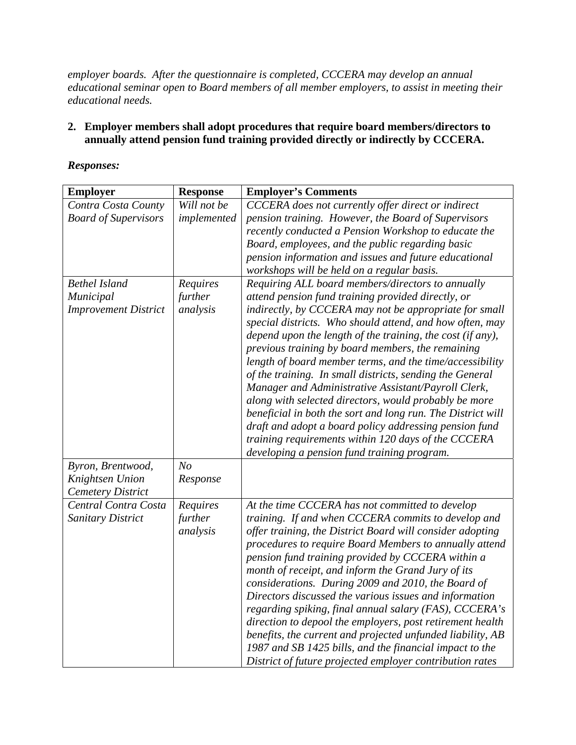*employer boards.  After the questionnaire is completed, CCCERA may develop an annual educational seminar open to Board members of all member employers, to assist in meeting their educational needs.*

**2. Employer members shall adopt procedures that require board members/directors to annually attend pension fund training provided directly or indirectly by CCCERA.**

***Responses:***

| **Employer** | **Response** | **Employer's Comments** |
|---|---|---|
| *Contra Costa County Board of Supervisors* | *Will not be implemented* | *CCCERA does not currently offer direct or indirect pension training.  However, the Board of Supervisors recently conducted a Pension Workshop to educate the Board, employees, and the public regarding basic pension information and issues and future educational workshops will be held on a regular basis.* |
| *Bethel Island Municipal Improvement District* | *Requires further analysis* | *Requiring ALL board members/directors to annually attend pension fund training provided directly, or indirectly, by CCCERA may not be appropriate for small special districts.  Who should attend, and how often, may depend upon the length of the training, the cost (if any), previous training by board members, the remaining length of board member terms, and the time/accessibility of the training.  In small districts, sending the General Manager and Administrative Assistant/Payroll Clerk, along with selected directors, would probably be more beneficial in both the sort and long run. The District will draft and adopt a board policy addressing pension fund training requirements within 120 days of the CCCERA developing a pension fund training program.* |
| *Byron, Brentwood, Knightsen Union Cemetery District* | *No Response* | |
| *Central Contra Costa Sanitary District* | *Requires further analysis* | *At the time CCCERA has not committed to develop training.  If and when CCCERA commits to develop and offer training, the District Board will consider adopting procedures to require Board Members to annually attend pension fund training provided by CCCERA within a month of receipt, and inform the Grand Jury of its considerations.  During 2009 and 2010, the Board of Directors discussed the various issues and information regarding spiking, final annual salary (FAS), CCCERA's direction to depool the employers, post retirement health benefits, the current and projected unfunded liability, AB 1987 and SB 1425 bills, and the financial impact to the District of future projected employer contribution rates* |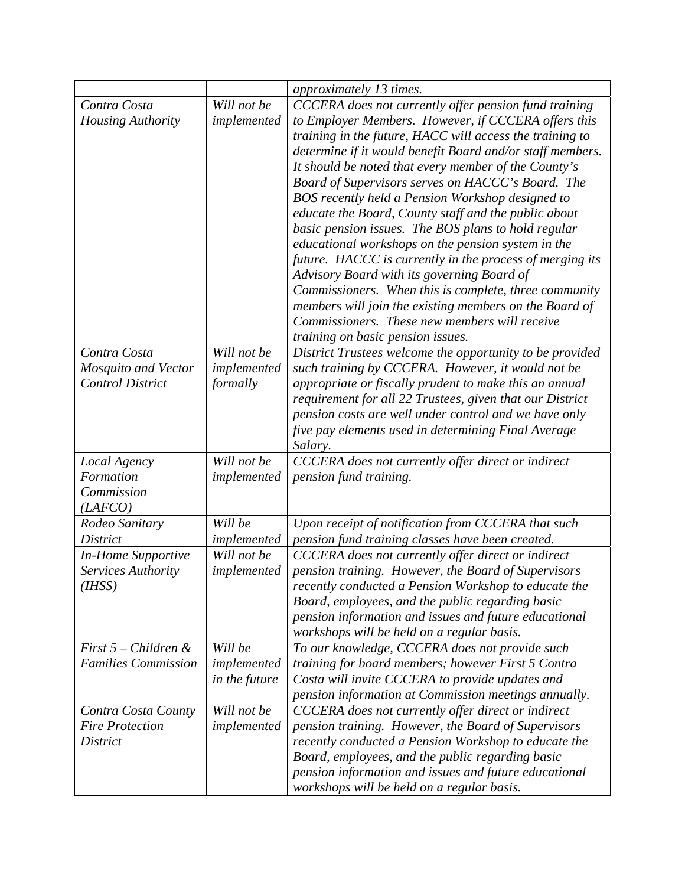| | | |
|---|---|---|
| | | *approximately 13 times.* |
| *Contra Costa Housing Authority* | *Will not be implemented* | *CCCERA does not currently offer pension fund training to Employer Members. However, if CCCERA offers this training in the future, HACC will access the training to determine if it would benefit Board and/or staff members. It should be noted that every member of the County's Board of Supervisors serves on HACCC's Board. The BOS recently held a Pension Workshop designed to educate the Board, County staff and the public about basic pension issues. The BOS plans to hold regular educational workshops on the pension system in the future. HACCC is currently in the process of merging its Advisory Board with its governing Board of Commissioners. When this is complete, three community members will join the existing members on the Board of Commissioners. These new members will receive training on basic pension issues.* |
| *Contra Costa Mosquito and Vector Control District* | *Will not be implemented formally* | *District Trustees welcome the opportunity to be provided such training by CCCERA. However, it would not be appropriate or fiscally prudent to make this an annual requirement for all 22 Trustees, given that our District pension costs are well under control and we have only five pay elements used in determining Final Average Salary.* |
| *Local Agency Formation Commission (LAFCO)* | *Will not be implemented* | *CCCERA does not currently offer direct or indirect pension fund training.* |
| *Rodeo Sanitary District* | *Will be implemented* | *Upon receipt of notification from CCCERA that such pension fund training classes have been created.* |
| *In-Home Supportive Services Authority (IHSS)* | *Will not be implemented* | *CCCERA does not currently offer direct or indirect pension training. However, the Board of Supervisors recently conducted a Pension Workshop to educate the Board, employees, and the public regarding basic pension information and issues and future educational workshops will be held on a regular basis.* |
| *First 5 – Children & Families Commission* | *Will be implemented in the future* | *To our knowledge, CCCERA does not provide such training for board members; however First 5 Contra Costa will invite CCCERA to provide updates and pension information at Commission meetings annually.* |
| *Contra Costa County Fire Protection District* | *Will not be implemented* | *CCCERA does not currently offer direct or indirect pension training. However, the Board of Supervisors recently conducted a Pension Workshop to educate the Board, employees, and the public regarding basic pension information and issues and future educational workshops will be held on a regular basis.* |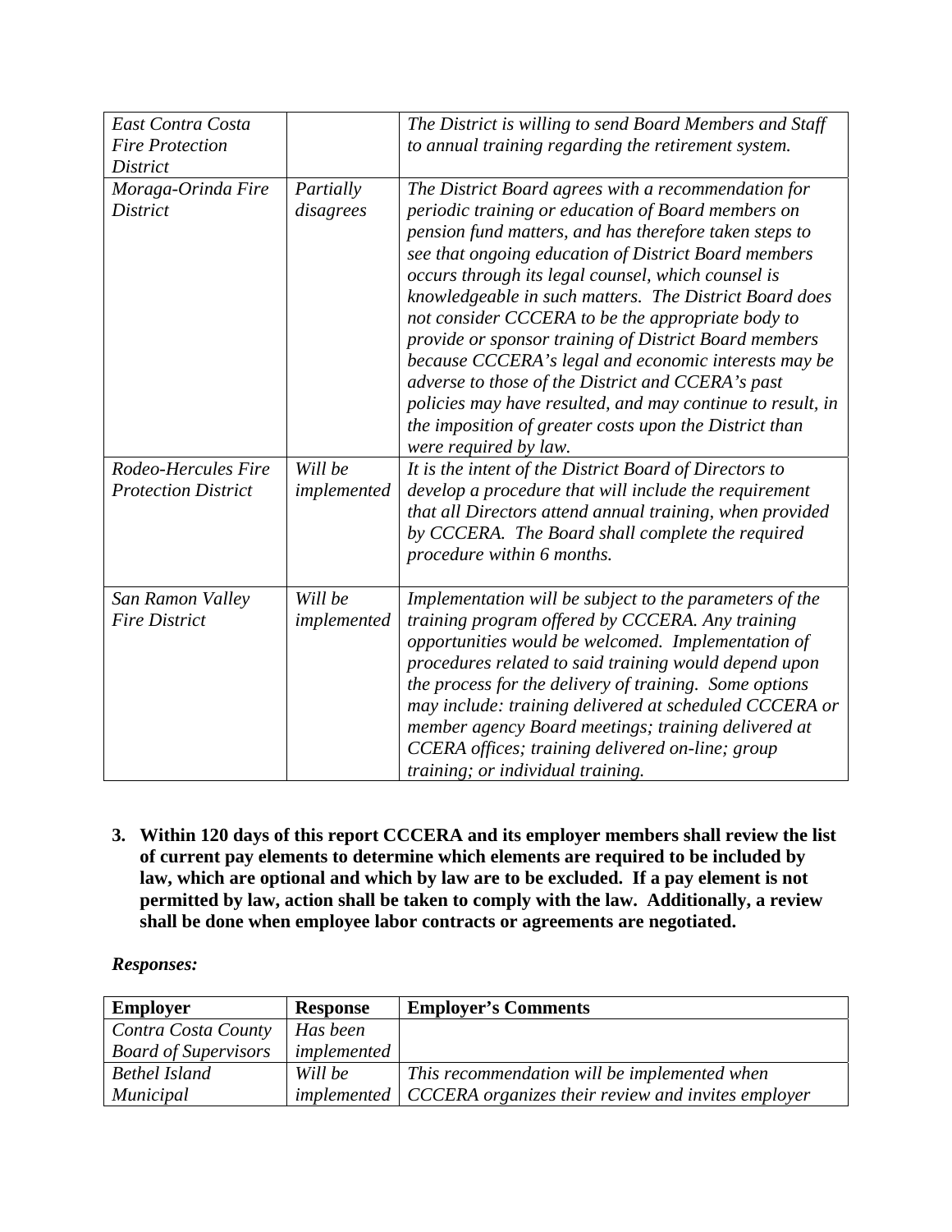| | | |
|---|---|---|
| *East Contra Costa Fire Protection District* | | *The District is willing to send Board Members and Staff to annual training regarding the retirement system.* |
| *Moraga-Orinda Fire District* | *Partially disagrees* | *The District Board agrees with a recommendation for periodic training or education of Board members on pension fund matters, and has therefore taken steps to see that ongoing education of District Board members occurs through its legal counsel, which counsel is knowledgeable in such matters. The District Board does not consider CCCERA to be the appropriate body to provide or sponsor training of District Board members because CCCERA's legal and economic interests may be adverse to those of the District and CCERA's past policies may have resulted, and may continue to result, in the imposition of greater costs upon the District than were required by law.* |
| *Rodeo-Hercules Fire Protection District* | *Will be implemented* | *It is the intent of the District Board of Directors to develop a procedure that will include the requirement that all Directors attend annual training, when provided by CCCERA. The Board shall complete the required procedure within 6 months.* |
| *San Ramon Valley Fire District* | *Will be implemented* | *Implementation will be subject to the parameters of the training program offered by CCCERA. Any training opportunities would be welcomed. Implementation of procedures related to said training would depend upon the process for the delivery of training. Some options may include: training delivered at scheduled CCCERA or member agency Board meetings; training delivered at CCERA offices; training delivered on-line; group training; or individual training.* |

**3. Within 120 days of this report CCCERA and its employer members shall review the list of current pay elements to determine which elements are required to be included by law, which are optional and which by law are to be excluded. If a pay element is not permitted by law, action shall be taken to comply with the law. Additionally, a review shall be done when employee labor contracts or agreements are negotiated.**

***Responses:***

| Employer | Response | Employer's Comments |
|---|---|---|
| *Contra Costa County Board of Supervisors* | *Has been implemented* | |
| *Bethel Island Municipal* | *Will be implemented* | *This recommendation will be implemented when CCCERA organizes their review and invites employer* |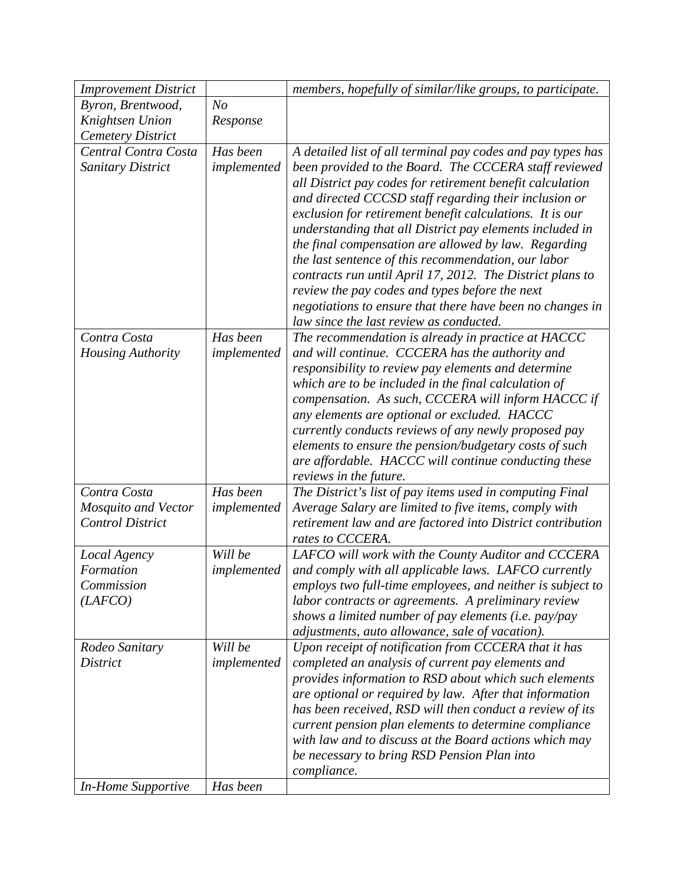| | | |
|---|---|---|
| *Improvement District* | | *members, hopefully of similar/like groups, to participate.* |
| *Byron, Brentwood, Knightsen Union Cemetery District* | *No Response* | |
| *Central Contra Costa Sanitary District* | *Has been implemented* | *A detailed list of all terminal pay codes and pay types has been provided to the Board. The CCCERA staff reviewed all District pay codes for retirement benefit calculation and directed CCCSD staff regarding their inclusion or exclusion for retirement benefit calculations. It is our understanding that all District pay elements included in the final compensation are allowed by law. Regarding the last sentence of this recommendation, our labor contracts run until April 17, 2012. The District plans to review the pay codes and types before the next negotiations to ensure that there have been no changes in law since the last review as conducted.* |
| *Contra Costa Housing Authority* | *Has been implemented* | *The recommendation is already in practice at HACCC and will continue. CCCERA has the authority and responsibility to review pay elements and determine which are to be included in the final calculation of compensation. As such, CCCERA will inform HACCC if any elements are optional or excluded. HACCC currently conducts reviews of any newly proposed pay elements to ensure the pension/budgetary costs of such are affordable. HACCC will continue conducting these reviews in the future.* |
| *Contra Costa Mosquito and Vector Control District* | *Has been implemented* | *The District's list of pay items used in computing Final Average Salary are limited to five items, comply with retirement law and are factored into District contribution rates to CCCERA.* |
| *Local Agency Formation Commission (LAFCO)* | *Will be implemented* | *LAFCO will work with the County Auditor and CCCERA and comply with all applicable laws. LAFCO currently employs two full-time employees, and neither is subject to labor contracts or agreements. A preliminary review shows a limited number of pay elements (i.e. pay/pay adjustments, auto allowance, sale of vacation).* |
| *Rodeo Sanitary District* | *Will be implemented* | *Upon receipt of notification from CCCERA that it has completed an analysis of current pay elements and provides information to RSD about which such elements are optional or required by law. After that information has been received, RSD will then conduct a review of its current pension plan elements to determine compliance with law and to discuss at the Board actions which may be necessary to bring RSD Pension Plan into compliance.* |
| *In-Home Supportive* | *Has been* | |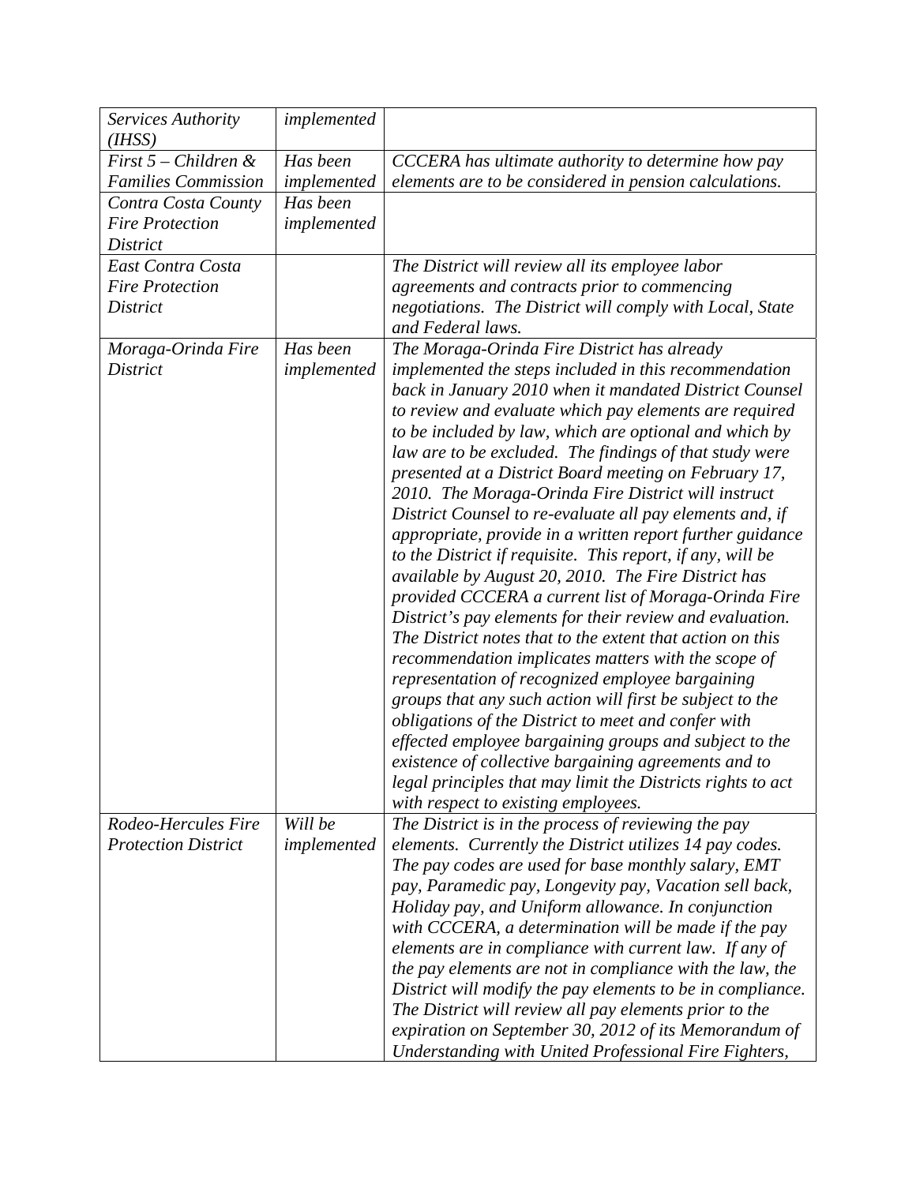| | | |
|---|---|---|
| *Services Authority (IHSS)* | *implemented* | |
| *First 5 – Children & Families Commission* | *Has been implemented* | *CCCERA has ultimate authority to determine how pay elements are to be considered in pension calculations.* |
| *Contra Costa County Fire Protection District* | *Has been implemented* | |
| *East Contra Costa Fire Protection District* | | *The District will review all its employee labor agreements and contracts prior to commencing negotiations. The District will comply with Local, State and Federal laws.* |
| *Moraga-Orinda Fire District* | *Has been implemented* | *The Moraga-Orinda Fire District has already implemented the steps included in this recommendation back in January 2010 when it mandated District Counsel to review and evaluate which pay elements are required to be included by law, which are optional and which by law are to be excluded. The findings of that study were presented at a District Board meeting on February 17, 2010. The Moraga-Orinda Fire District will instruct District Counsel to re-evaluate all pay elements and, if appropriate, provide in a written report further guidance to the District if requisite. This report, if any, will be available by August 20, 2010. The Fire District has provided CCCERA a current list of Moraga-Orinda Fire District's pay elements for their review and evaluation. The District notes that to the extent that action on this recommendation implicates matters with the scope of representation of recognized employee bargaining groups that any such action will first be subject to the obligations of the District to meet and confer with effected employee bargaining groups and subject to the existence of collective bargaining agreements and to legal principles that may limit the Districts rights to act with respect to existing employees.* |
| *Rodeo-Hercules Fire Protection District* | *Will be implemented* | *The District is in the process of reviewing the pay elements. Currently the District utilizes 14 pay codes. The pay codes are used for base monthly salary, EMT pay, Paramedic pay, Longevity pay, Vacation sell back, Holiday pay, and Uniform allowance. In conjunction with CCCERA, a determination will be made if the pay elements are in compliance with current law. If any of the pay elements are not in compliance with the law, the District will modify the pay elements to be in compliance. The District will review all pay elements prior to the expiration on September 30, 2012 of its Memorandum of Understanding with United Professional Fire Fighters,* |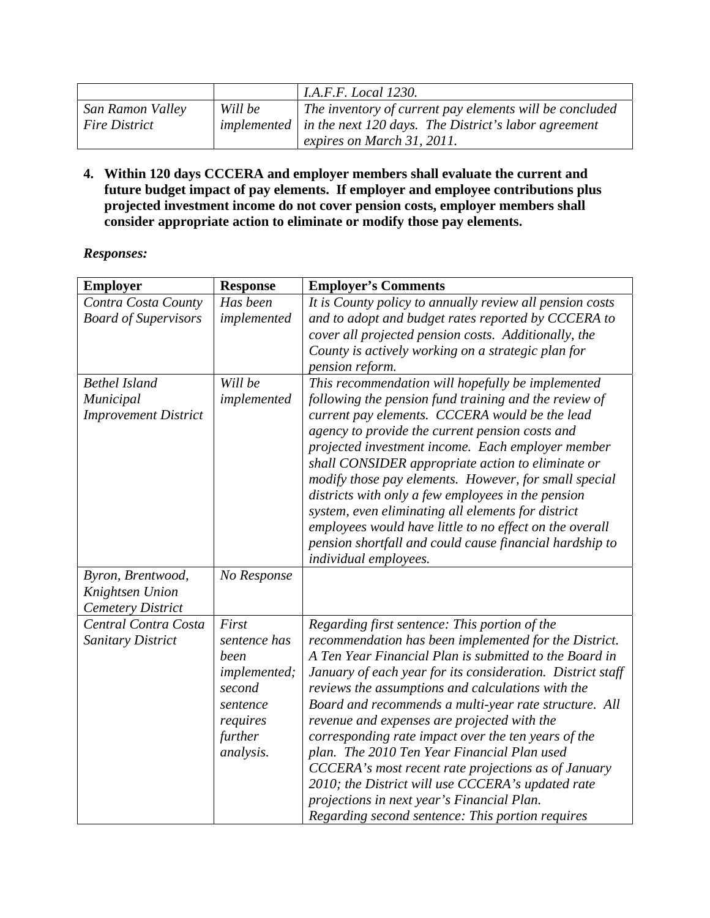| | | |
|---|---|---|
| | | *I.A.F.F. Local 1230.* |
| *San Ramon Valley Fire District* | *Will be implemented* | *The inventory of current pay elements will be concluded in the next 120 days. The District's labor agreement expires on March 31, 2011.* |

**4. Within 120 days CCCERA and employer members shall evaluate the current and future budget impact of pay elements. If employer and employee contributions plus projected investment income do not cover pension costs, employer members shall consider appropriate action to eliminate or modify those pay elements.**

***Responses:***

| Employer | Response | Employer's Comments |
|---|---|---|
| *Contra Costa County Board of Supervisors* | *Has been implemented* | *It is County policy to annually review all pension costs and to adopt and budget rates reported by CCCERA to cover all projected pension costs. Additionally, the County is actively working on a strategic plan for pension reform.* |
| *Bethel Island Municipal Improvement District* | *Will be implemented* | *This recommendation will hopefully be implemented following the pension fund training and the review of current pay elements. CCCERA would be the lead agency to provide the current pension costs and projected investment income. Each employer member shall CONSIDER appropriate action to eliminate or modify those pay elements. However, for small special districts with only a few employees in the pension system, even eliminating all elements for district employees would have little to no effect on the overall pension shortfall and could cause financial hardship to individual employees.* |
| *Byron, Brentwood, Knightsen Union Cemetery District* | *No Response* | |
| *Central Contra Costa Sanitary District* | *First sentence has been implemented; second sentence requires further analysis.* | *Regarding first sentence: This portion of the recommendation has been implemented for the District. A Ten Year Financial Plan is submitted to the Board in January of each year for its consideration. District staff reviews the assumptions and calculations with the Board and recommends a multi-year rate structure. All revenue and expenses are projected with the corresponding rate impact over the ten years of the plan. The 2010 Ten Year Financial Plan used CCCERA's most recent rate projections as of January 2010; the District will use CCCERA's updated rate projections in next year's Financial Plan.* <br> *Regarding second sentence: This portion requires* |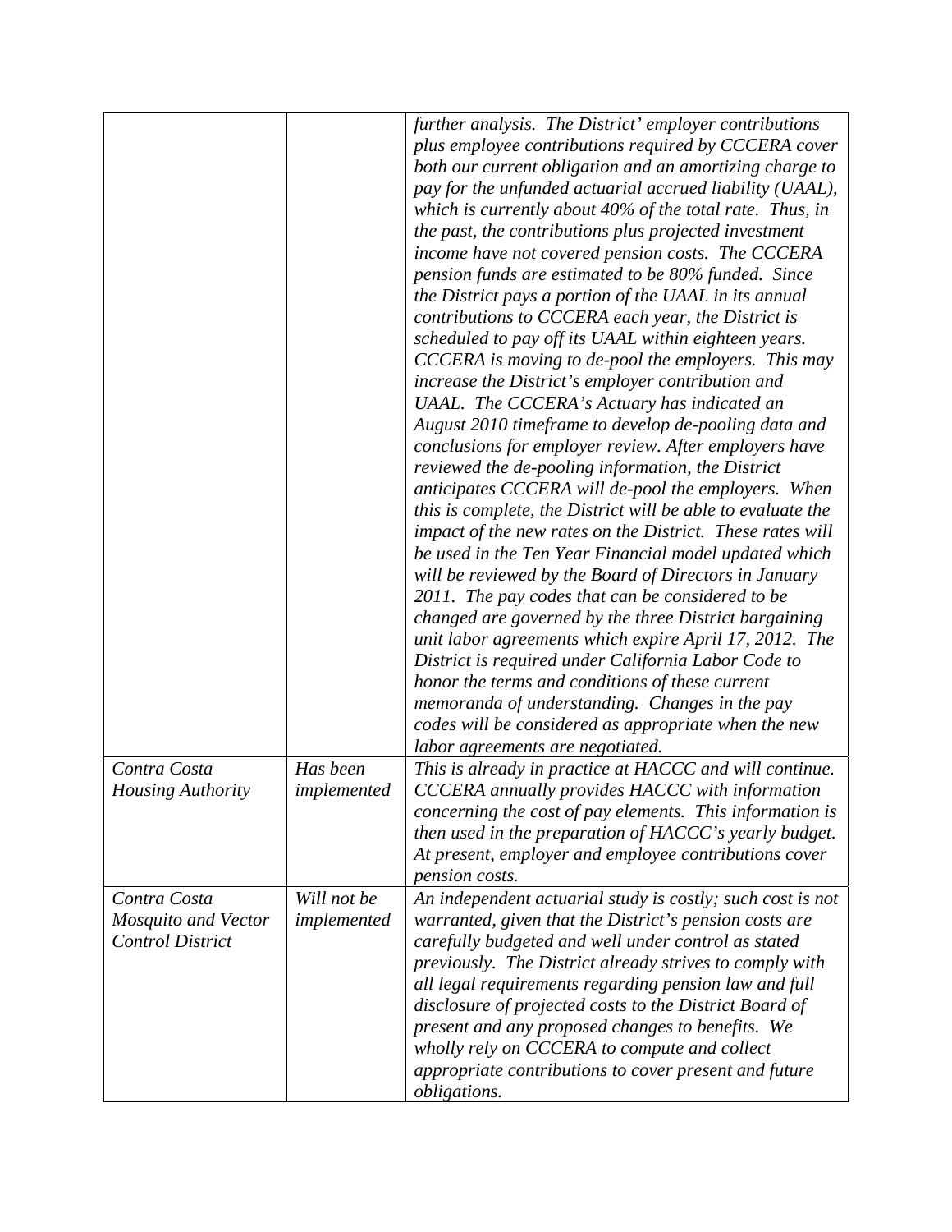| | | |
|---|---|---|
| | | *further analysis. The District' employer contributions plus employee contributions required by CCCERA cover both our current obligation and an amortizing charge to pay for the unfunded actuarial accrued liability (UAAL), which is currently about 40% of the total rate. Thus, in the past, the contributions plus projected investment income have not covered pension costs. The CCCERA pension funds are estimated to be 80% funded. Since the District pays a portion of the UAAL in its annual contributions to CCCERA each year, the District is scheduled to pay off its UAAL within eighteen years. CCCERA is moving to de-pool the employers. This may increase the District's employer contribution and UAAL. The CCCERA's Actuary has indicated an August 2010 timeframe to develop de-pooling data and conclusions for employer review. After employers have reviewed the de-pooling information, the District anticipates CCCERA will de-pool the employers. When this is complete, the District will be able to evaluate the impact of the new rates on the District. These rates will be used in the Ten Year Financial model updated which will be reviewed by the Board of Directors in January 2011. The pay codes that can be considered to be changed are governed by the three District bargaining unit labor agreements which expire April 17, 2012. The District is required under California Labor Code to honor the terms and conditions of these current memoranda of understanding. Changes in the pay codes will be considered as appropriate when the new labor agreements are negotiated.* |
| *Contra Costa Housing Authority* | *Has been implemented* | *This is already in practice at HACCC and will continue. CCCERA annually provides HACCC with information concerning the cost of pay elements. This information is then used in the preparation of HACCC's yearly budget. At present, employer and employee contributions cover pension costs.* |
| *Contra Costa Mosquito and Vector Control District* | *Will not be implemented* | *An independent actuarial study is costly; such cost is not warranted, given that the District's pension costs are carefully budgeted and well under control as stated previously. The District already strives to comply with all legal requirements regarding pension law and full disclosure of projected costs to the District Board of present and any proposed changes to benefits. We wholly rely on CCCERA to compute and collect appropriate contributions to cover present and future obligations.* |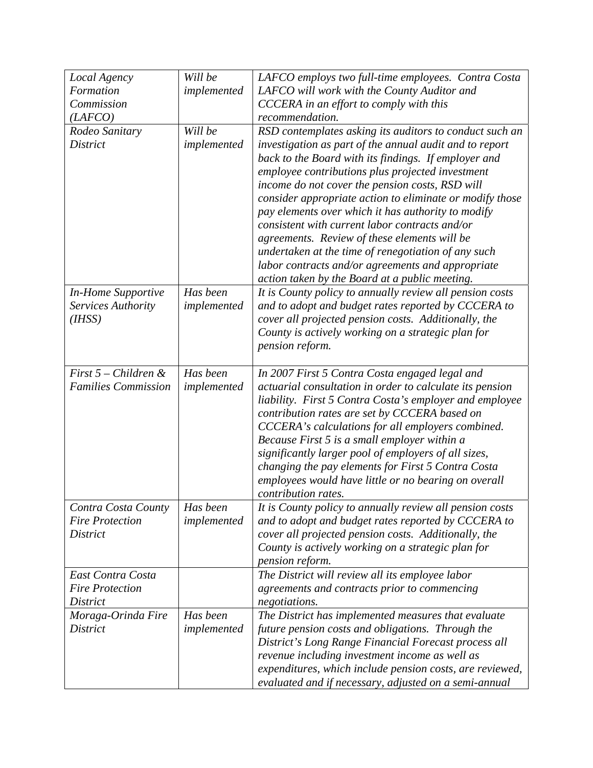| | | |
|---|---|---|
| *Local Agency Formation Commission (LAFCO)* | *Will be implemented* | *LAFCO employs two full-time employees. Contra Costa LAFCO will work with the County Auditor and CCCERA in an effort to comply with this recommendation.* |
| *Rodeo Sanitary District* | *Will be implemented* | *RSD contemplates asking its auditors to conduct such an investigation as part of the annual audit and to report back to the Board with its findings. If employer and employee contributions plus projected investment income do not cover the pension costs, RSD will consider appropriate action to eliminate or modify those pay elements over which it has authority to modify consistent with current labor contracts and/or agreements. Review of these elements will be undertaken at the time of renegotiation of any such labor contracts and/or agreements and appropriate action taken by the Board at a public meeting.* |
| *In-Home Supportive Services Authority (IHSS)* | *Has been implemented* | *It is County policy to annually review all pension costs and to adopt and budget rates reported by CCCERA to cover all projected pension costs. Additionally, the County is actively working on a strategic plan for pension reform.* |
| *First 5 – Children & Families Commission* | *Has been implemented* | *In 2007 First 5 Contra Costa engaged legal and actuarial consultation in order to calculate its pension liability. First 5 Contra Costa's employer and employee contribution rates are set by CCCERA based on CCCERA's calculations for all employers combined. Because First 5 is a small employer within a significantly larger pool of employers of all sizes, changing the pay elements for First 5 Contra Costa employees would have little or no bearing on overall contribution rates.* |
| *Contra Costa County Fire Protection District* | *Has been implemented* | *It is County policy to annually review all pension costs and to adopt and budget rates reported by CCCERA to cover all projected pension costs. Additionally, the County is actively working on a strategic plan for pension reform.* |
| *East Contra Costa Fire Protection District* | | *The District will review all its employee labor agreements and contracts prior to commencing negotiations.* |
| *Moraga-Orinda Fire District* | *Has been implemented* | *The District has implemented measures that evaluate future pension costs and obligations. Through the District's Long Range Financial Forecast process all revenue including investment income as well as expenditures, which include pension costs, are reviewed, evaluated and if necessary, adjusted on a semi-annual* |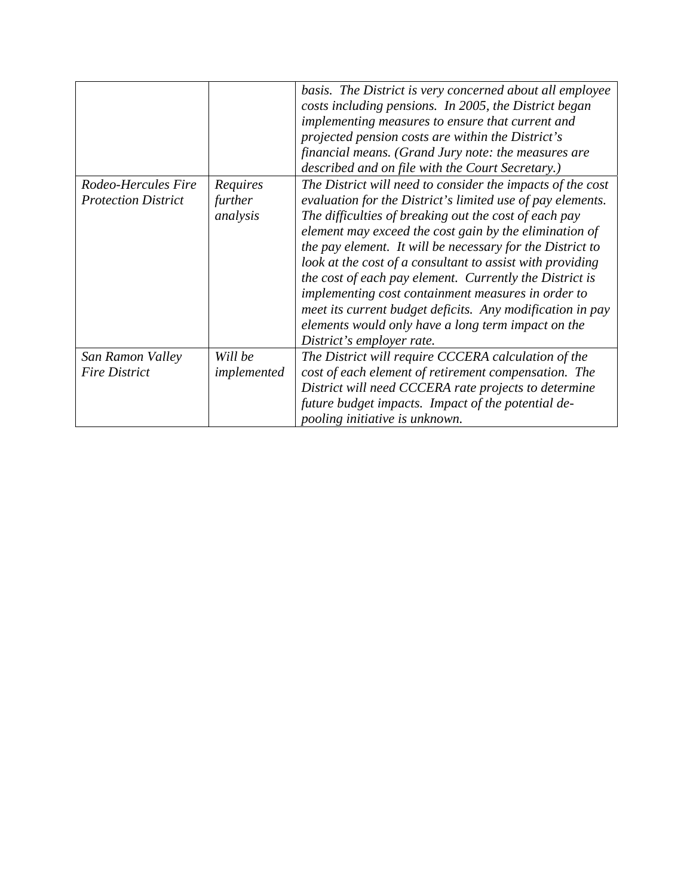| | | |
|---|---|---|
| | | *basis. The District is very concerned about all employee costs including pensions. In 2005, the District began implementing measures to ensure that current and projected pension costs are within the District's financial means. (Grand Jury note: the measures are described and on file with the Court Secretary.)* |
| *Rodeo-Hercules Fire Protection District* | *Requires further analysis* | *The District will need to consider the impacts of the cost evaluation for the District's limited use of pay elements. The difficulties of breaking out the cost of each pay element may exceed the cost gain by the elimination of the pay element. It will be necessary for the District to look at the cost of a consultant to assist with providing the cost of each pay element. Currently the District is implementing cost containment measures in order to meet its current budget deficits. Any modification in pay elements would only have a long term impact on the District's employer rate.* |
| *San Ramon Valley Fire District* | *Will be implemented* | *The District will require CCCERA calculation of the cost of each element of retirement compensation. The District will need CCCERA rate projects to determine future budget impacts. Impact of the potential de-pooling initiative is unknown.* |